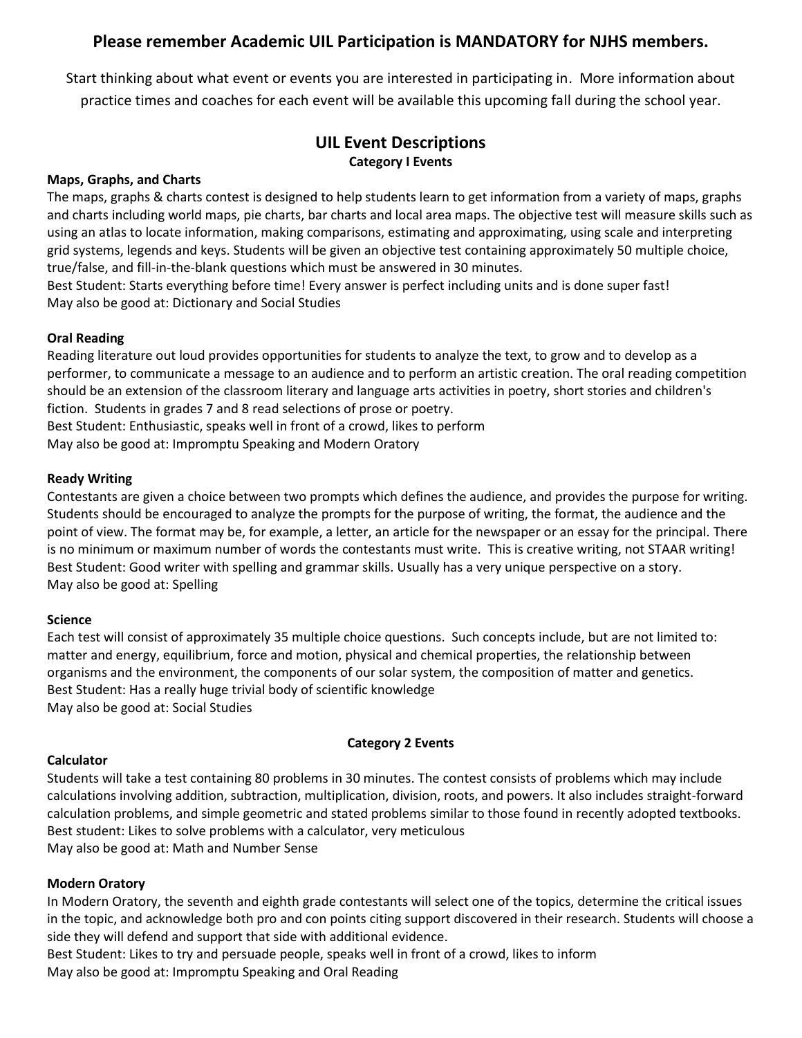**Please remember Academic UIL Participation is MANDATORY for NJHS members.**

Start thinking about what event or events you are interested in participating in. More information about practice times and coaches for each event will be available this upcoming fall during the school year.

## UIL Event Descriptions

### Category I Events

**Maps, Graphs, and Charts**

The maps, graphs & charts contest is designed to help students learn to get information from a variety of maps, graphs and charts including world maps, pie charts, bar charts and local area maps. The objective test will measure skills such as using an atlas to locate information, making comparisons, estimating and approximating, using scale and interpreting grid systems, legends and keys. Students will be given an objective test containing approximately 50 multiple choice, true/false, and fill-in-the-blank questions which must be answered in 30 minutes.

Best Student: Starts everything before time! Every answer is perfect including units and is done super fast!

May also be good at: Dictionary and Social Studies

**Oral Reading**

Reading literature out loud provides opportunities for students to analyze the text, to grow and to develop as a performer, to communicate a message to an audience and to perform an artistic creation. The oral reading competition should be an extension of the classroom literary and language arts activities in poetry, short stories and children's fiction. Students in grades 7 and 8 read selections of prose or poetry.

Best Student: Enthusiastic, speaks well in front of a crowd, likes to perform

May also be good at: Impromptu Speaking and Modern Oratory

**Ready Writing**

Contestants are given a choice between two prompts which defines the audience, and provides the purpose for writing. Students should be encouraged to analyze the prompts for the purpose of writing, the format, the audience and the point of view. The format may be, for example, a letter, an article for the newspaper or an essay for the principal. There is no minimum or maximum number of words the contestants must write. This is creative writing, not STAAR writing!

Best Student: Good writer with spelling and grammar skills. Usually has a very unique perspective on a story.

May also be good at: Spelling

**Science**

Each test will consist of approximately 35 multiple choice questions. Such concepts include, but are not limited to: matter and energy, equilibrium, force and motion, physical and chemical properties, the relationship between organisms and the environment, the components of our solar system, the composition of matter and genetics.

Best Student: Has a really huge trivial body of scientific knowledge

May also be good at: Social Studies

### Category 2 Events

**Calculator**

Students will take a test containing 80 problems in 30 minutes. The contest consists of problems which may include calculations involving addition, subtraction, multiplication, division, roots, and powers. It also includes straight-forward calculation problems, and simple geometric and stated problems similar to those found in recently adopted textbooks.

Best student: Likes to solve problems with a calculator, very meticulous

May also be good at: Math and Number Sense

**Modern Oratory**

In Modern Oratory, the seventh and eighth grade contestants will select one of the topics, determine the critical issues in the topic, and acknowledge both pro and con points citing support discovered in their research. Students will choose a side they will defend and support that side with additional evidence.

Best Student: Likes to try and persuade people, speaks well in front of a crowd, likes to inform

May also be good at: Impromptu Speaking and Oral Reading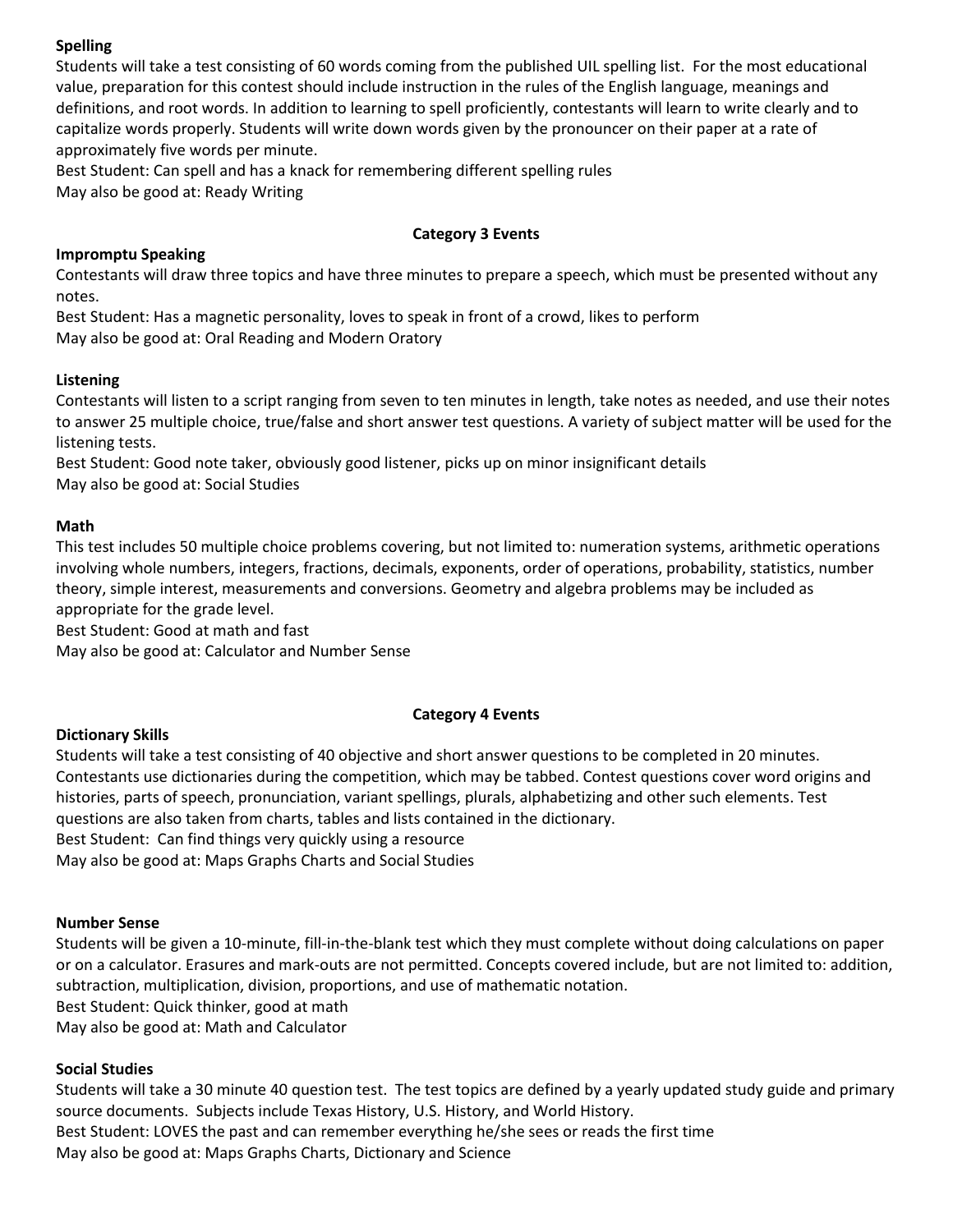**Spelling**

Students will take a test consisting of 60 words coming from the published UIL spelling list. For the most educational value, preparation for this contest should include instruction in the rules of the English language, meanings and definitions, and root words. In addition to learning to spell proficiently, contestants will learn to write clearly and to capitalize words properly. Students will write down words given by the pronouncer on their paper at a rate of approximately five words per minute.

Best Student: Can spell and has a knack for remembering different spelling rules

May also be good at: Ready Writing

## Category 3 Events

**Impromptu Speaking**

Contestants will draw three topics and have three minutes to prepare a speech, which must be presented without any notes.

Best Student: Has a magnetic personality, loves to speak in front of a crowd, likes to perform

May also be good at: Oral Reading and Modern Oratory

**Listening**

Contestants will listen to a script ranging from seven to ten minutes in length, take notes as needed, and use their notes to answer 25 multiple choice, true/false and short answer test questions. A variety of subject matter will be used for the listening tests.

Best Student: Good note taker, obviously good listener, picks up on minor insignificant details

May also be good at: Social Studies

**Math**

This test includes 50 multiple choice problems covering, but not limited to: numeration systems, arithmetic operations involving whole numbers, integers, fractions, decimals, exponents, order of operations, probability, statistics, number theory, simple interest, measurements and conversions. Geometry and algebra problems may be included as appropriate for the grade level.

Best Student: Good at math and fast

May also be good at: Calculator and Number Sense

## Category 4 Events

**Dictionary Skills**

Students will take a test consisting of 40 objective and short answer questions to be completed in 20 minutes. Contestants use dictionaries during the competition, which may be tabbed. Contest questions cover word origins and histories, parts of speech, pronunciation, variant spellings, plurals, alphabetizing and other such elements. Test questions are also taken from charts, tables and lists contained in the dictionary.

Best Student: Can find things very quickly using a resource

May also be good at: Maps Graphs Charts and Social Studies

**Number Sense**

Students will be given a 10-minute, fill-in-the-blank test which they must complete without doing calculations on paper or on a calculator. Erasures and mark-outs are not permitted. Concepts covered include, but are not limited to: addition, subtraction, multiplication, division, proportions, and use of mathematic notation.

Best Student: Quick thinker, good at math

May also be good at: Math and Calculator

**Social Studies**

Students will take a 30 minute 40 question test. The test topics are defined by a yearly updated study guide and primary source documents. Subjects include Texas History, U.S. History, and World History.

Best Student: LOVES the past and can remember everything he/she sees or reads the first time

May also be good at: Maps Graphs Charts, Dictionary and Science